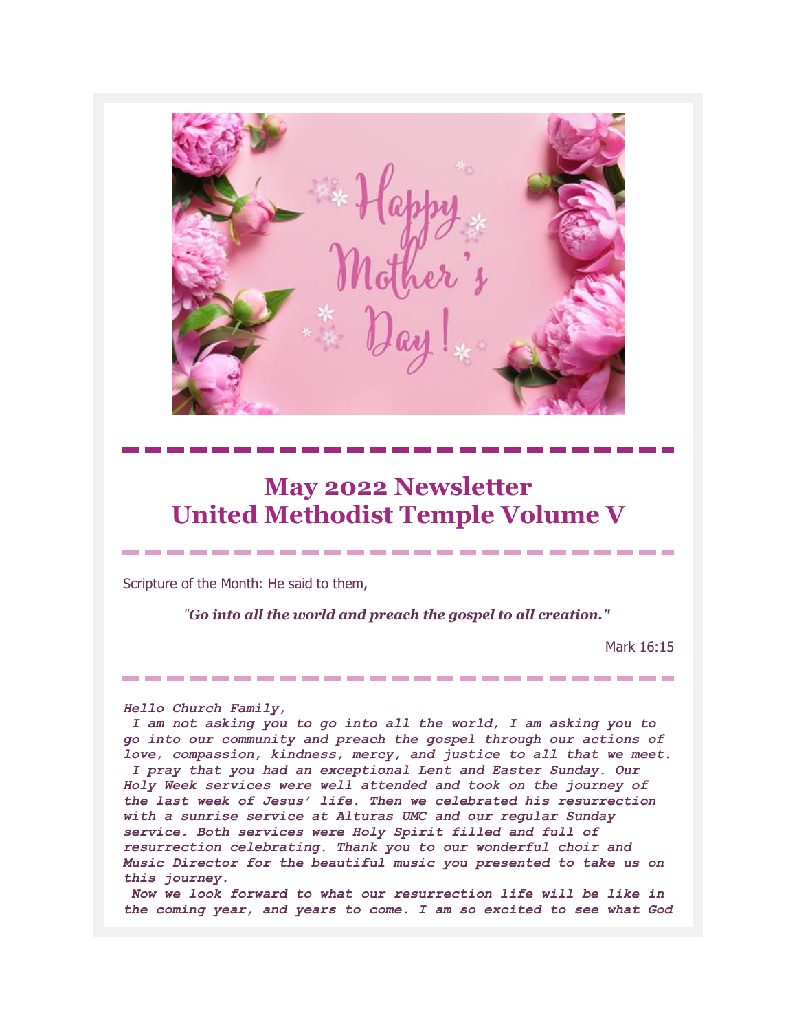# May 2022 Newsletter
# United Methodist Temple Volume V

Scripture of the Month: He said to them,

*"Go into all the world and preach the gospel to all creation."*

Mark 16:15

***Hello Church Family,***

***I am not asking you to go into all the world, I am asking you to go into our community and preach the gospel through our actions of love, compassion, kindness, mercy, and justice to all that we meet.***

***I pray that you had an exceptional Lent and Easter Sunday. Our Holy Week services were well attended and took on the journey of the last week of Jesus' life. Then we celebrated his resurrection with a sunrise service at Alturas UMC and our regular Sunday service. Both services were Holy Spirit filled and full of resurrection celebrating. Thank you to our wonderful choir and Music Director for the beautiful music you presented to take us on this journey.***

***Now we look forward to what our resurrection life will be like in the coming year, and years to come. I am so excited to see what God***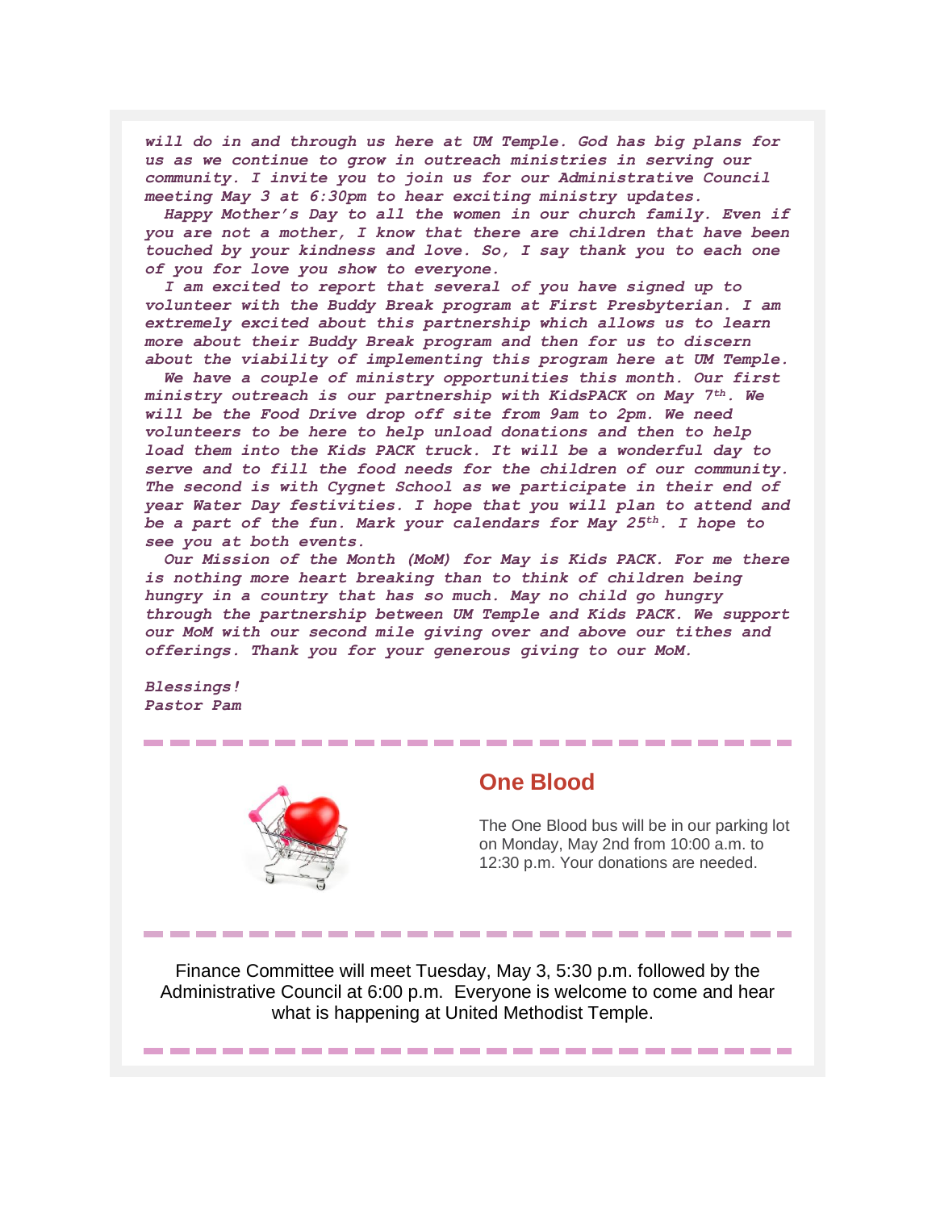*will do in and through us here at UM Temple. God has big plans for us as we continue to grow in outreach ministries in serving our community. I invite you to join us for our Administrative Council meeting May 3 at 6:30pm to hear exciting ministry updates.*

*Happy Mother's Day to all the women in our church family. Even if you are not a mother, I know that there are children that have been touched by your kindness and love. So, I say thank you to each one of you for love you show to everyone.*

*I am excited to report that several of you have signed up to volunteer with the Buddy Break program at First Presbyterian. I am extremely excited about this partnership which allows us to learn more about their Buddy Break program and then for us to discern about the viability of implementing this program here at UM Temple.*

*We have a couple of ministry opportunities this month. Our first ministry outreach is our partnership with KidsPACK on May 7th. We will be the Food Drive drop off site from 9am to 2pm. We need volunteers to be here to help unload donations and then to help load them into the Kids PACK truck. It will be a wonderful day to serve and to fill the food needs for the children of our community. The second is with Cygnet School as we participate in their end of year Water Day festivities. I hope that you will plan to attend and be a part of the fun. Mark your calendars for May 25th. I hope to see you at both events.*

*Our Mission of the Month (MoM) for May is Kids PACK. For me there is nothing more heart breaking than to think of children being hungry in a country that has so much. May no child go hungry through the partnership between UM Temple and Kids PACK. We support our MoM with our second mile giving over and above our tithes and offerings. Thank you for your generous giving to our MoM.*

*Blessings!*
*Pastor Pam*

---

## One Blood

The One Blood bus will be in our parking lot on Monday, May 2nd from 10:00 a.m. to 12:30 p.m. Your donations are needed.

---

Finance Committee will meet Tuesday, May 3, 5:30 p.m. followed by the Administrative Council at 6:00 p.m. Everyone is welcome to come and hear what is happening at United Methodist Temple.

---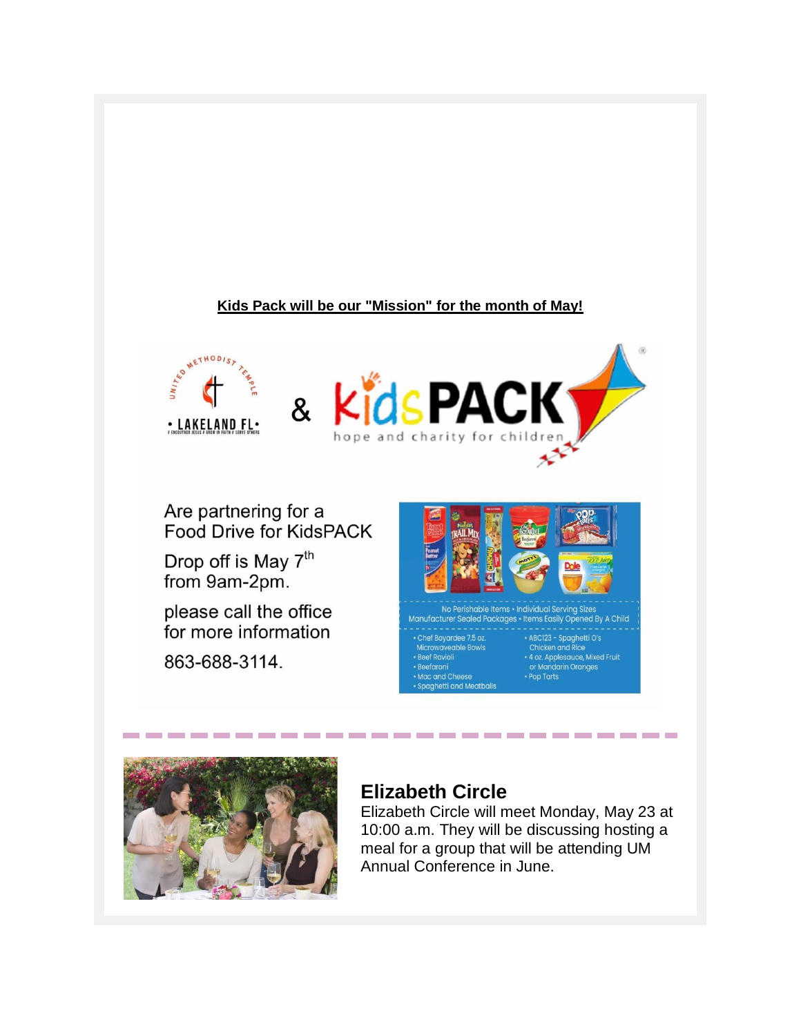**Kids Pack will be our "Mission" for the month of May!**

UNITED METHODIST TEMPLE • LAKELAND FL •
ENCOUNTER JESUS • GROW IN FAITH • SERVE OTHERS

& KidsPACK
hope and charity for children

Are partnering for a Food Drive for KidsPACK

Drop off is May 7th from 9am-2pm.

please call the office for more information

863-688-3114.

No Perishable Items • Individual Serving Sizes
Manufacturer Sealed Packages • Items Easily Opened By A Child

- Chef Boyardee 7.5 oz. Microwaveable Bowls
- Beef Ravioli
- Beefaroni
- Mac and Cheese
- Spaghetti and Meatballs
- ABC123 - Spaghetti O's Chicken and Rice
- 4 oz. Applesauce, Mixed Fruit or Mandarin Oranges
- Pop Tarts

---

## Elizabeth Circle

Elizabeth Circle will meet Monday, May 23 at 10:00 a.m. They will be discussing hosting a meal for a group that will be attending UM Annual Conference in June.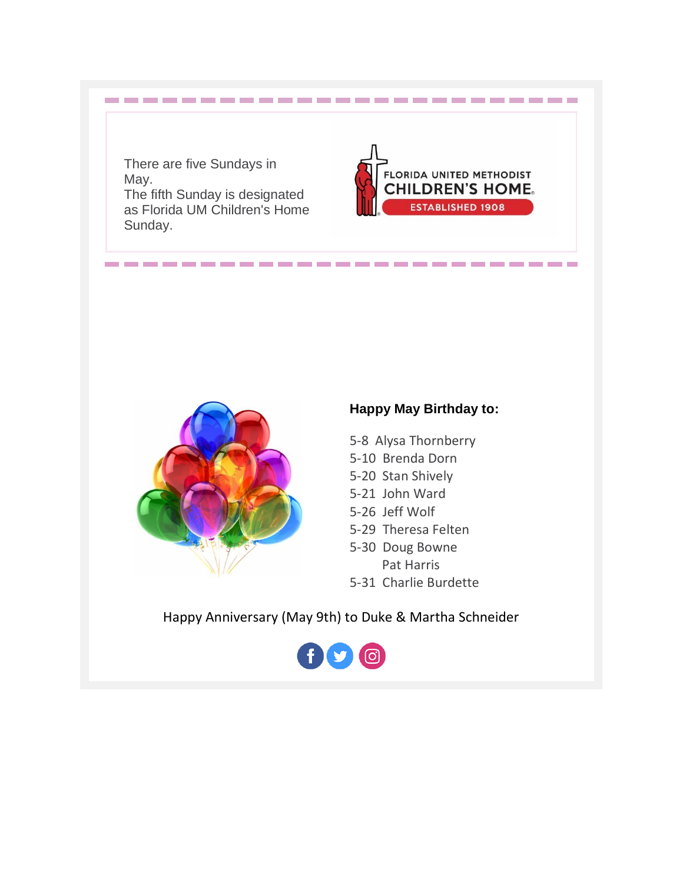There are five Sundays in May.
The fifth Sunday is designated as Florida UM Children's Home Sunday.

FLORIDA UNITED METHODIST CHILDREN'S HOME ESTABLISHED 1908

**Happy May Birthday to:**

5-8 Alysa Thornberry
5-10 Brenda Dorn
5-20 Stan Shively
5-21 John Ward
5-26 Jeff Wolf
5-29 Theresa Felten
5-30 Doug Bowne
Pat Harris
5-31 Charlie Burdette

Happy Anniversary (May 9th) to Duke & Martha Schneider